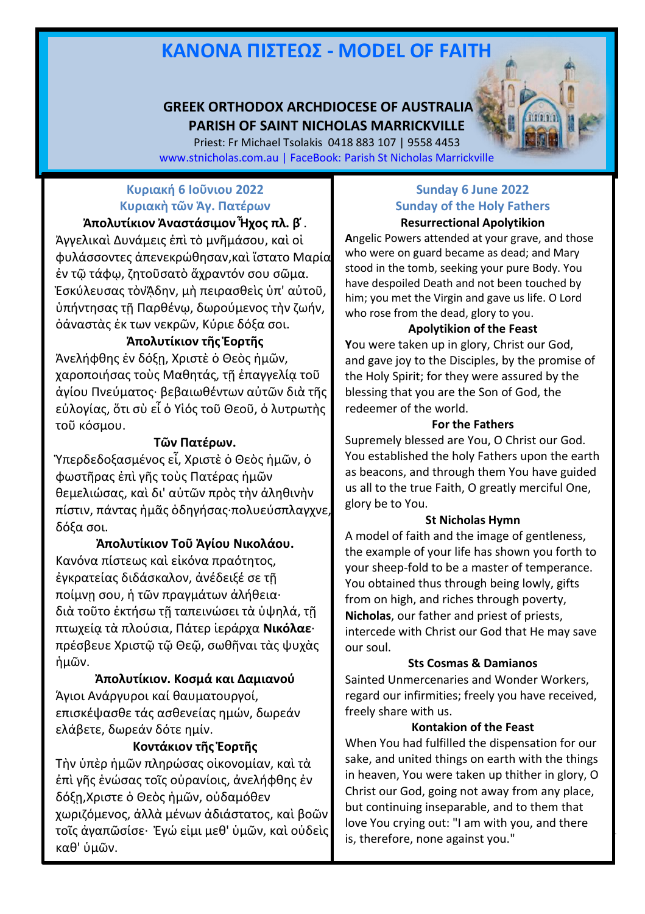# ΚΑΝΟΝΑ ΠΙΣΤΕΩΣ - MODEL OF FAITH

**GREEK ORTHODOX ARCHDIOCESE OF AUSTRALIA**
**PARISH OF SAINT NICHOLAS MARRICKVILLE**

Priest: Fr Michael Tsolakis 0418 883 107 | 9558 4453
www.stnicholas.com.au | FaceBook: Parish St Nicholas Marrickville

## Κυριακή 6 Ιοῦνιου 2022
## Κυριακή τῶν Άγ. Πατέρων

**Ἀπολυτίκιον Ἀναστάσιμον Ἦχος πλ. β΄.**

Ἀγγελικαὶ Δυνάμεις ἐπὶ τὸ μνῆμάσου, καὶ οἱ φυλάσσοντες ἀπενεκρώθησαν,καὶ ἵστατο Μαρία ἐν τῷ τάφῳ, ζητοῦσατὸ ἄχραντόν σου σῶμα. Ἐσκύλευσας τὸνᾼδην, μὴ πειρασθεὶς ὑπ' αὐτοῦ, ὑπήντησας τῇ Παρθένῳ, δωρούμενος τὴν ζωήν, ὁἀναστὰς ἐκ των νεκρῶν, Κύριε δόξα σοι.

**Ἀπολυτίκιον τῆς Ἑορτῆς**

Ἀνελήφθης ἐν δόξῃ, Χριστὲ ὁ Θεὸς ἡμῶν, χαροποιήσας τοὺς Μαθητάς, τῇ ἐπαγγελίᾳ τοῦ ἁγίου Πνεύματος· βεβαιωθέντων αὐτῶν διὰ τῆς εὐλογίας, ὅτι σὺ εἶ ὁ Υἱός τοῦ Θεοῦ, ὁ λυτρωτὴς τοῦ κόσμου.

**Τῶν Πατέρων.**

Ὑπερδεδοξασμένος εἶ, Χριστὲ ὁ Θεὸς ἡμῶν, ὁ φωστῆρας ἐπὶ γῆς τοὺς Πατέρας ἡμῶν θεμελιώσας, καὶ δι' αὐτῶν πρὸς τὴν ἀληθινὴν πίστιν, πάντας ἡμᾶς ὁδηγήσας·πολυεύσπλαγχνε, δόξα σοι.

**Ἀπολυτίκιον Τοῦ Ἁγίου Νικολάου.**

Κανόνα πίστεως καὶ εἰκόνα πραότητος, ἐγκρατείας διδάσκαλον, ἀνέδειξέ σε τῇ ποίμνῃ σου, ἡ τῶν πραγμάτων ἀλήθεια· διὰ τοῦτο ἐκτήσω τῇ ταπεινώσει τὰ ὑψηλά, τῇ πτωχείᾳ τὰ πλούσια, Πάτερ ἱεράρχα **Νικόλαε**· πρέσβευε Χριστῷ τῷ Θεῷ, σωθῆναι τὰς ψυχὰς ἡμῶν.

**Ἀπολυτίκιον. Κοσμά και Δαμιανού**

Άγιοι Ανάργυροι καί θαυματουργοί, επισκέψασθε τάς ασθενείας ημών, δωρεάν ελάβετε, δωρεάν δότε ημίν.

**Κοντάκιον τῆς Ἑορτῆς**

Τὴν ὑπὲρ ἡμῶν πληρώσας οἰκονομίαν, καὶ τὰ ἐπὶ γῆς ἑνώσας τοῖς οὐρανίοις, ἀνελήφθης ἐν δόξῃ,Χριστε ὁ Θεὸς ἡμῶν, οὐδαμόθεν χωριζόμενος, ἀλλὰ μένων ἀδιάστατος, καὶ βοῶν τοῖς ἀγαπῶσίσε· Ἐγὼ εἰμι μεθ' ὑμῶν, καὶ οὐδεὶς καθ' ὑμῶν.

## Sunday 6 June 2022
## Sunday of the Holy Fathers

**Resurrectional Apolytikion**

**A**ngelic Powers attended at your grave, and those who were on guard became as dead; and Mary stood in the tomb, seeking your pure Body. You have despoiled Death and not been touched by him; you met the Virgin and gave us life. O Lord who rose from the dead, glory to you.

**Apolytikion of the Feast**

**Y**ou were taken up in glory, Christ our God, and gave joy to the Disciples, by the promise of the Holy Spirit; for they were assured by the blessing that you are the Son of God, the redeemer of the world.

**For the Fathers**

Supremely blessed are You, O Christ our God. You established the holy Fathers upon the earth as beacons, and through them You have guided us all to the true Faith, O greatly merciful One, glory be to You.

**St Nicholas Hymn**

A model of faith and the image of gentleness, the example of your life has shown you forth to your sheep-fold to be a master of temperance. You obtained thus through being lowly, gifts from on high, and riches through poverty, **Nicholas**, our father and priest of priests, intercede with Christ our God that He may save our soul.

**Sts Cosmas & Damianos**

Sainted Unmercenaries and Wonder Workers, regard our infirmities; freely you have received, freely share with us.

**Kontakion of the Feast**

When You had fulfilled the dispensation for our sake, and united things on earth with the things in heaven, You were taken up thither in glory, O Christ our God, going not away from any place, but continuing inseparable, and to them that love You crying out: "I am with you, and there is, therefore, none against you."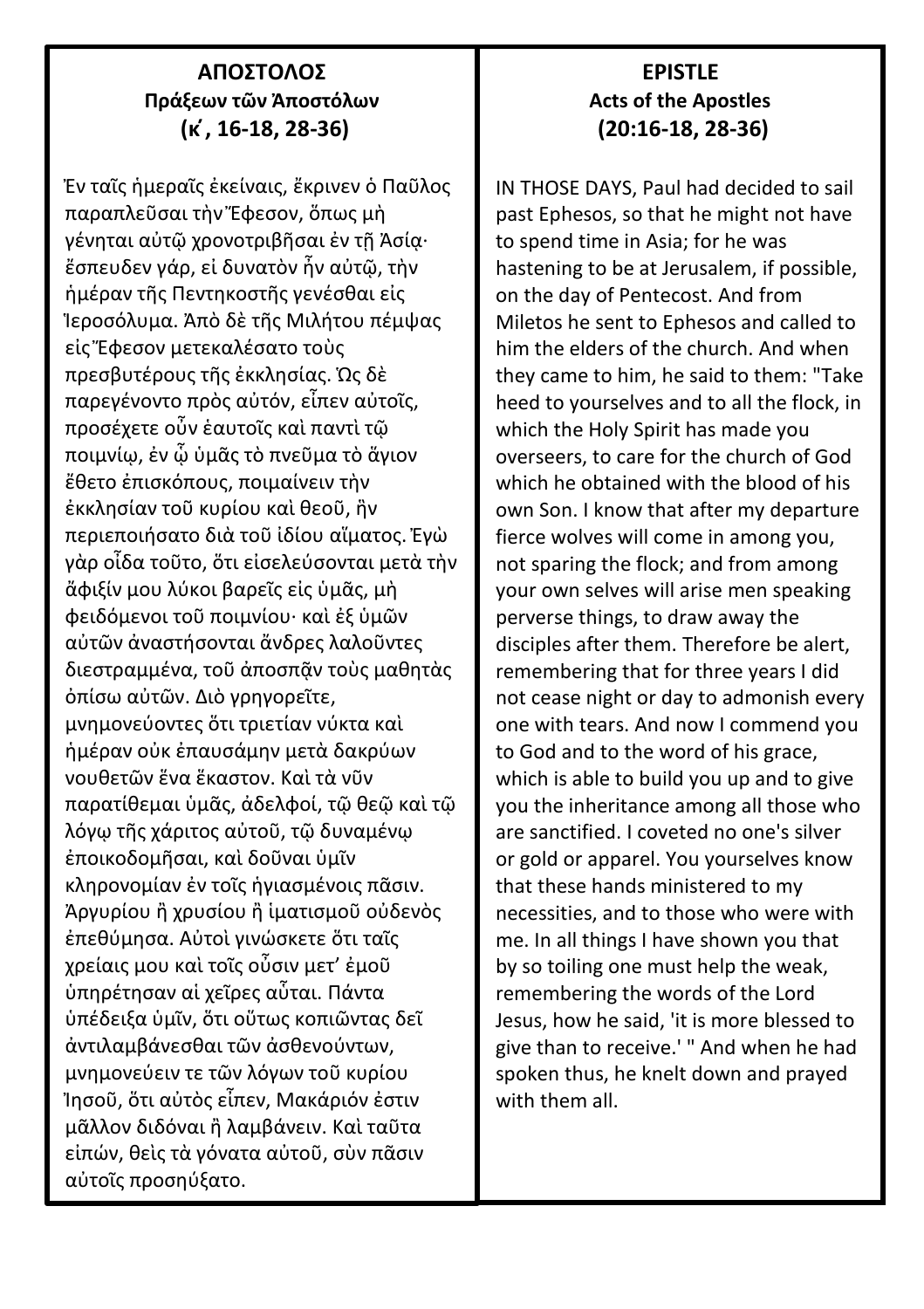## ΑΠΟΣΤΟΛΟΣ

**Πράξεων τῶν Ἀποστόλων**

**(κ΄, 16-18, 28-36)**

Ἐν ταῖς ἡμεραῖς ἐκείναις, ἔκρινεν ὁ Παῦλος παραπλεῦσαι τὴν Ἔφεσον, ὅπως μὴ γένηται αὐτῷ χρονοτριβῆσαι ἐν τῇ Ἀσίᾳ· ἔσπευδεν γάρ, εἰ δυνατὸν ἦν αὐτῷ, τὴν ἡμέραν τῆς Πεντηκοστῆς γενέσθαι εἰς Ἱεροσόλυμα. Ἀπὸ δὲ τῆς Μιλήτου πέμψας εἰς Ἔφεσον μετεκαλέσατο τοὺς πρεσβυτέρους τῆς ἐκκλησίας. Ὡς δὲ παρεγένοντο πρὸς αὐτόν, εἶπεν αὐτοῖς, προσέχετε οὖν ἑαυτοῖς καὶ παντὶ τῷ ποιμνίῳ, ἐν ᾧ ὑμᾶς τὸ πνεῦμα τὸ ἅγιον ἔθετο ἐπισκόπους, ποιμαίνειν τὴν ἐκκλησίαν τοῦ κυρίου καὶ θεοῦ, ἣν περιεποιήσατο διὰ τοῦ ἰδίου αἵματος. Ἐγὼ γὰρ οἶδα τοῦτο, ὅτι εἰσελεύσονται μετὰ τὴν ἄφιξίν μου λύκοι βαρεῖς εἰς ὑμᾶς, μὴ φειδόμενοι τοῦ ποιμνίου· καὶ ἐξ ὑμῶν αὐτῶν ἀναστήσονται ἄνδρες λαλοῦντες διεστραμμένα, τοῦ ἀποσπᾶν τοὺς μαθητὰς ὀπίσω αὐτῶν. Διὸ γρηγορεῖτε, μνημονεύοντες ὅτι τριετίαν νύκτα καὶ ἡμέραν οὐκ ἐπαυσάμην μετὰ δακρύων νουθετῶν ἕνα ἕκαστον. Καὶ τὰ νῦν παρατίθεμαι ὑμᾶς, ἀδελφοί, τῷ θεῷ καὶ τῷ λόγῳ τῆς χάριτος αὐτοῦ, τῷ δυναμένῳ ἐποικοδομῆσαι, καὶ δοῦναι ὑμῖν κληρονομίαν ἐν τοῖς ἡγιασμένοις πᾶσιν. Ἀργυρίου ἢ χρυσίου ἢ ἱματισμοῦ οὐδενὸς ἐπεθύμησα. Αὐτοὶ γινώσκετε ὅτι ταῖς χρείαις μου καὶ τοῖς οὖσιν μετ' ἐμοῦ ὑπηρέτησαν αἱ χεῖρες αὗται. Πάντα ὑπέδειξα ὑμῖν, ὅτι οὕτως κοπιῶντας δεῖ ἀντιλαμβάνεσθαι τῶν ἀσθενούντων, μνημονεύειν τε τῶν λόγων τοῦ κυρίου Ἰησοῦ, ὅτι αὐτὸς εἶπεν, Μακάριόν ἐστιν μᾶλλον διδόναι ἢ λαμβάνειν. Καὶ ταῦτα εἰπών, θεὶς τὰ γόνατα αὐτοῦ, σὺν πᾶσιν αὐτοῖς προσηύξατο.

## EPISTLE

**Acts of the Apostles**

**(20:16-18, 28-36)**

IN THOSE DAYS, Paul had decided to sail past Ephesos, so that he might not have to spend time in Asia; for he was hastening to be at Jerusalem, if possible, on the day of Pentecost. And from Miletos he sent to Ephesos and called to him the elders of the church. And when they came to him, he said to them: "Take heed to yourselves and to all the flock, in which the Holy Spirit has made you overseers, to care for the church of God which he obtained with the blood of his own Son. I know that after my departure fierce wolves will come in among you, not sparing the flock; and from among your own selves will arise men speaking perverse things, to draw away the disciples after them. Therefore be alert, remembering that for three years I did not cease night or day to admonish every one with tears. And now I commend you to God and to the word of his grace, which is able to build you up and to give you the inheritance among all those who are sanctified. I coveted no one's silver or gold or apparel. You yourselves know that these hands ministered to my necessities, and to those who were with me. In all things I have shown you that by so toiling one must help the weak, remembering the words of the Lord Jesus, how he said, 'it is more blessed to give than to receive.' " And when he had spoken thus, he knelt down and prayed with them all.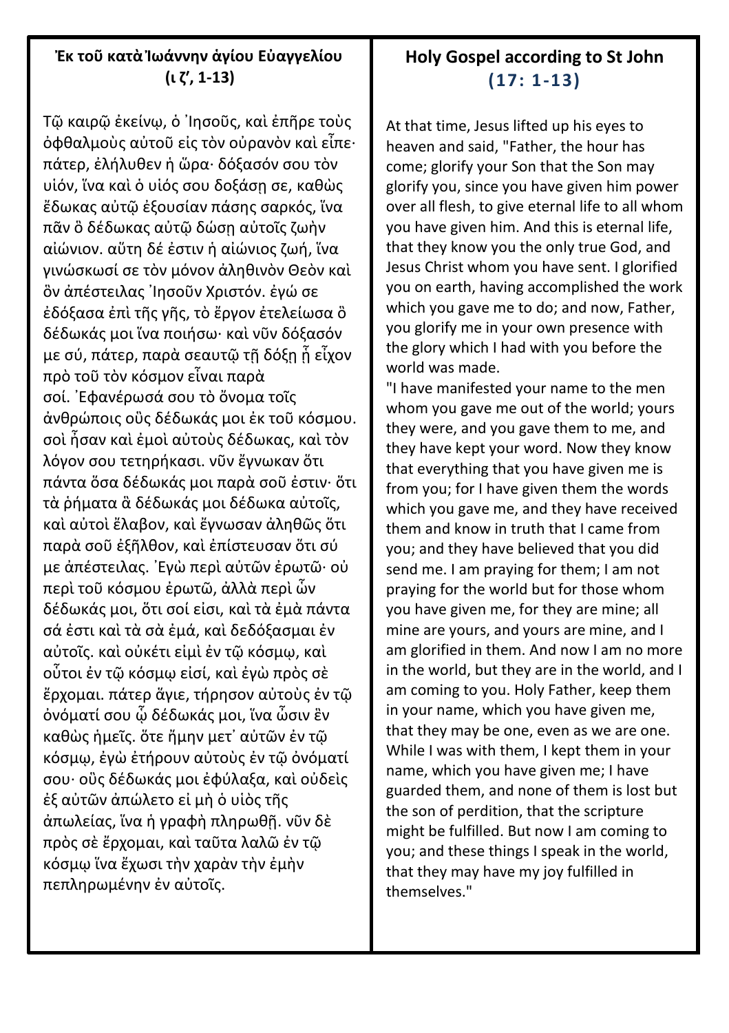## Ἐκ τοῦ κατὰ Ἰωάννην ἁγίου Εὐαγγελίου (ι ζ', 1-13)

Τῷ καιρῷ ἐκείνῳ, ὁ Ἰησοῦς, καὶ ἐπῆρε τοὺς ὀφθαλμοὺς αὐτοῦ εἰς τὸν οὐρανὸν καὶ εἶπε· πάτερ, ἐλήλυθεν ἡ ὥρα· δόξασόν σου τὸν υἱόν, ἵνα καὶ ὁ υἱός σου δοξάσῃ σε, καθὼς ἔδωκας αὐτῷ ἐξουσίαν πάσης σαρκός, ἵνα πᾶν ὃ δέδωκας αὐτῷ δώσῃ αὐτοῖς ζωὴν αἰώνιον. αὕτη δέ ἐστιν ἡ αἰώνιος ζωή, ἵνα γινώσκωσί σε τὸν μόνον ἀληθινὸν Θεὸν καὶ ὃν ἀπέστειλας Ἰησοῦν Χριστόν. ἐγώ σε ἐδόξασα ἐπὶ τῆς γῆς, τὸ ἔργον ἐτελείωσα ὃ δέδωκάς μοι ἵνα ποιήσω· καὶ νῦν δόξασόν με σύ, πάτερ, παρὰ σεαυτῷ τῇ δόξῃ ᾗ εἶχον πρὸ τοῦ τὸν κόσμον εἶναι παρὰ σοί. Ἐφανέρωσά σου τὸ ὄνομα τοῖς ἀνθρώποις οὓς δέδωκάς μοι ἐκ τοῦ κόσμου. σοὶ ἦσαν καὶ ἐμοὶ αὐτοὺς δέδωκας, καὶ τὸν λόγον σου τετηρήκασι. νῦν ἔγνωκαν ὅτι πάντα ὅσα δέδωκάς μοι παρὰ σοῦ ἐστιν· ὅτι τὰ ῥήματα ἃ δέδωκάς μοι δέδωκα αὐτοῖς, καὶ αὐτοὶ ἔλαβον, καὶ ἔγνωσαν ἀληθῶς ὅτι παρὰ σοῦ ἐξῆλθον, καὶ ἐπίστευσαν ὅτι σύ με ἀπέστειλας. Ἐγὼ περὶ αὐτῶν ἐρωτῶ· οὐ περὶ τοῦ κόσμου ἐρωτῶ, ἀλλὰ περὶ ὧν δέδωκάς μοι, ὅτι σοί εἰσι, καὶ τὰ ἐμὰ πάντα σά ἐστι καὶ τὰ σὰ ἐμά, καὶ δεδόξασμαι ἐν αὐτοῖς. καὶ οὐκέτι εἰμὶ ἐν τῷ κόσμῳ, καὶ οὗτοι ἐν τῷ κόσμῳ εἰσί, καὶ ἐγὼ πρὸς σὲ ἔρχομαι. πάτερ ἅγιε, τήρησον αὐτοὺς ἐν τῷ ὀνόματί σου ᾧ δέδωκάς μοι, ἵνα ὦσιν ἓν καθὼς ἡμεῖς. ὅτε ἤμην μετ᾽ αὐτῶν ἐν τῷ κόσμῳ, ἐγὼ ἐτήρουν αὐτοὺς ἐν τῷ ὀνόματί σου· οὓς δέδωκάς μοι ἐφύλαξα, καὶ οὐδεὶς ἐξ αὐτῶν ἀπώλετο εἰ μὴ ὁ υἱὸς τῆς ἀπωλείας, ἵνα ἡ γραφὴ πληρωθῇ. νῦν δὲ πρὸς σὲ ἔρχομαι, καὶ ταῦτα λαλῶ ἐν τῷ κόσμῳ ἵνα ἔχωσι τὴν χαρὰν τὴν ἐμὴν πεπληρωμένην ἐν αὐτοῖς.

## Holy Gospel according to St John (17: 1-13)

At that time, Jesus lifted up his eyes to heaven and said, "Father, the hour has come; glorify your Son that the Son may glorify you, since you have given him power over all flesh, to give eternal life to all whom you have given him. And this is eternal life, that they know you the only true God, and Jesus Christ whom you have sent. I glorified you on earth, having accomplished the work which you gave me to do; and now, Father, you glorify me in your own presence with the glory which I had with you before the world was made.

"I have manifested your name to the men whom you gave me out of the world; yours they were, and you gave them to me, and they have kept your word. Now they know that everything that you have given me is from you; for I have given them the words which you gave me, and they have received them and know in truth that I came from you; and they have believed that you did send me. I am praying for them; I am not praying for the world but for those whom you have given me, for they are mine; all mine are yours, and yours are mine, and I am glorified in them. And now I am no more in the world, but they are in the world, and I am coming to you. Holy Father, keep them in your name, which you have given me, that they may be one, even as we are one. While I was with them, I kept them in your name, which you have given me; I have guarded them, and none of them is lost but the son of perdition, that the scripture might be fulfilled. But now I am coming to you; and these things I speak in the world, that they may have my joy fulfilled in themselves."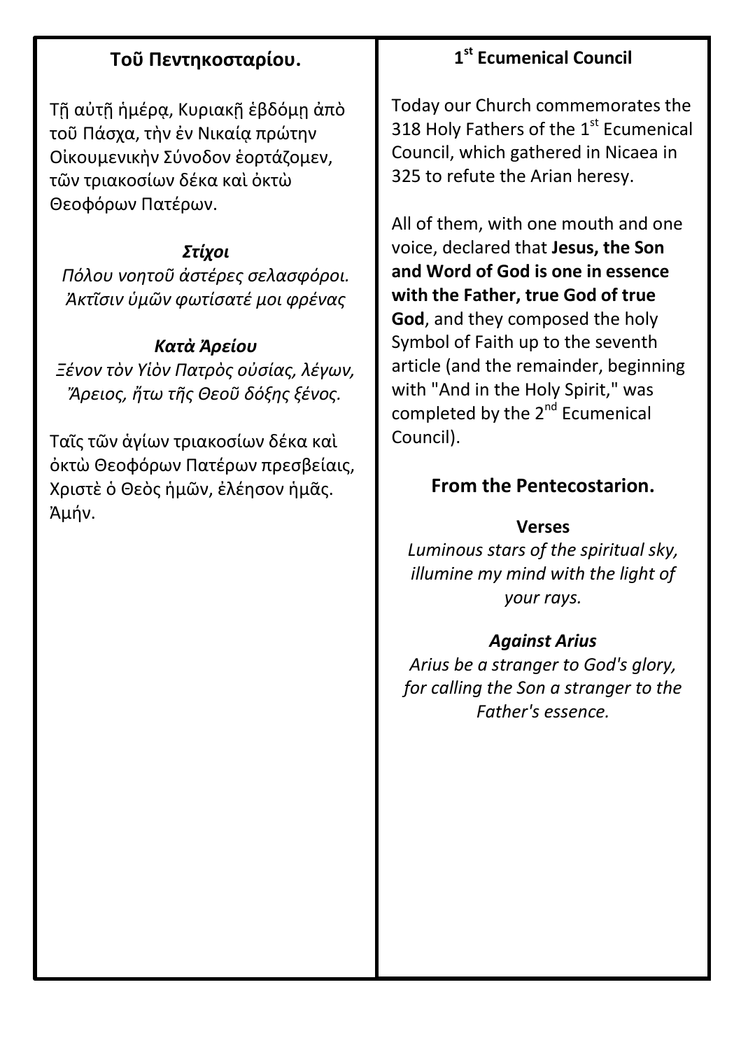## Τοῦ Πεντηκοσταρίου.

Τῇ αὐτῇ ἡμέρᾳ, Κυριακῇ ἑβδόμῃ ἀπὸ τοῦ Πάσχα, τὴν ἐν Νικαίᾳ πρώτην Οἰκουμενικὴν Σύνοδον ἑορτάζομεν, τῶν τριακοσίων δέκα καὶ ὀκτὼ Θεοφόρων Πατέρων.

***Στίχοι***

*Πόλου νοητοῦ ἀστέρες σελασφόροι.*
*Ἀκτῖσιν ὑμῶν φωτίσατέ μοι φρένας*

***Κατὰ Ἀρείου***

*Ξένον τὸν Υἱὸν Πατρὸς οὐσίας, λέγων,*
*Ἄρειος, ἤτω τῆς Θεοῦ δόξης ξένος.*

Ταῖς τῶν ἁγίων τριακοσίων δέκα καὶ ὀκτὼ Θεοφόρων Πατέρων πρεσβείαις, Χριστὲ ὁ Θεὸς ἡμῶν, ἐλέησον ἡμᾶς. Ἀμήν.

## 1st Ecumenical Council

Today our Church commemorates the 318 Holy Fathers of the 1st Ecumenical Council, which gathered in Nicaea in 325 to refute the Arian heresy.

All of them, with one mouth and one voice, declared that **Jesus, the Son and Word of God is one in essence with the Father, true God of true God**, and they composed the holy Symbol of Faith up to the seventh article (and the remainder, beginning with "And in the Holy Spirit," was completed by the 2nd Ecumenical Council).

## From the Pentecostarion.

**Verses**

*Luminous stars of the spiritual sky, illumine my mind with the light of your rays.*

***Against Arius***

*Arius be a stranger to God's glory, for calling the Son a stranger to the Father's essence.*